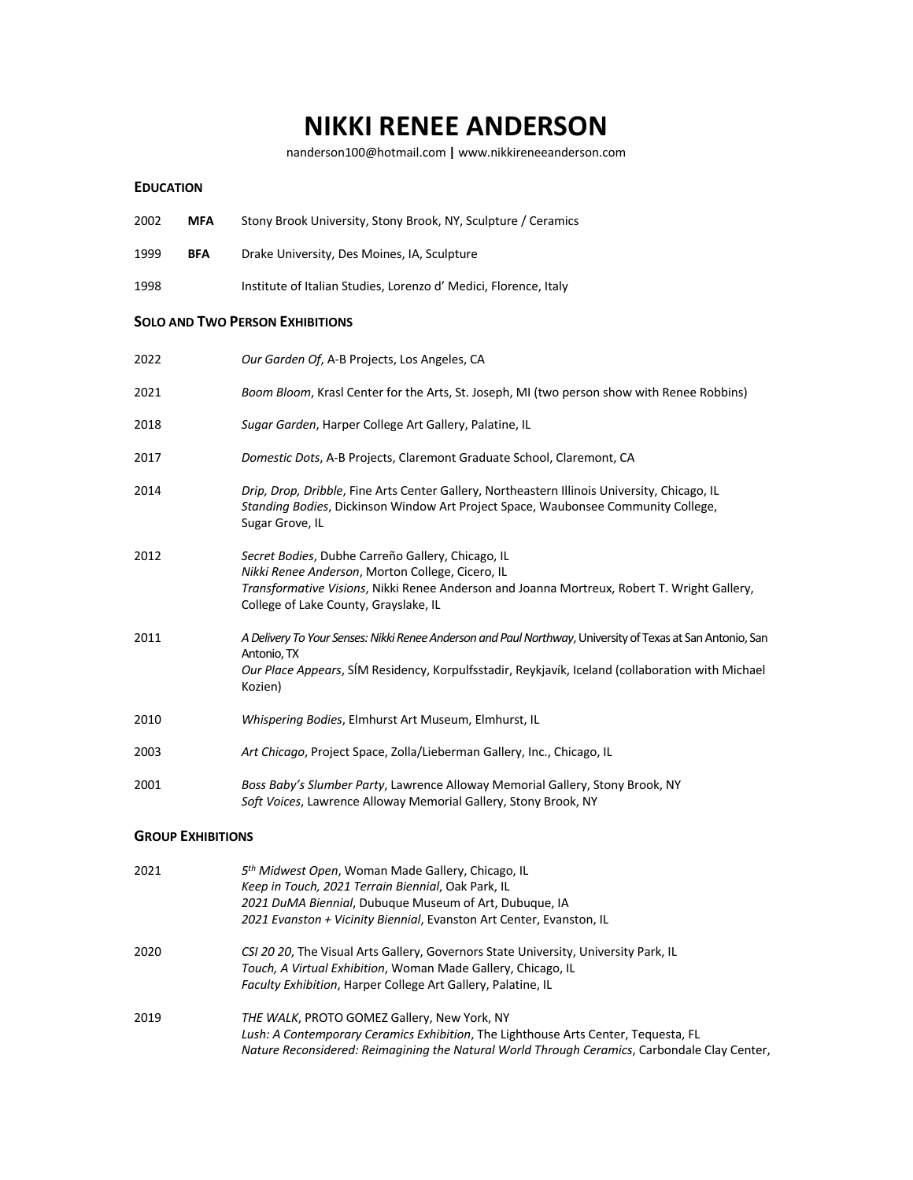# NIKKI RENEE ANDERSON

nanderson100@hotmail.com **|** www.nikkireneeanderson.com

## EDUCATION

2002 **MFA** Stony Brook University, Stony Brook, NY, Sculpture / Ceramics

1999 **BFA** Drake University, Des Moines, IA, Sculpture

1998 Institute of Italian Studies, Lorenzo d' Medici, Florence, Italy

## SOLO AND TWO PERSON EXHIBITIONS

2022 *Our Garden Of*, A-B Projects, Los Angeles, CA

2021 *Boom Bloom*, Krasl Center for the Arts, St. Joseph, MI (two person show with Renee Robbins)

2018 *Sugar Garden*, Harper College Art Gallery, Palatine, IL

2017 *Domestic Dots*, A-B Projects, Claremont Graduate School, Claremont, CA

2014 *Drip, Drop, Dribble*, Fine Arts Center Gallery, Northeastern Illinois University, Chicago, IL
*Standing Bodies*, Dickinson Window Art Project Space, Waubonsee Community College, Sugar Grove, IL

2012 *Secret Bodies*, Dubhe Carreño Gallery, Chicago, IL
*Nikki Renee Anderson*, Morton College, Cicero, IL
*Transformative Visions*, Nikki Renee Anderson and Joanna Mortreux, Robert T. Wright Gallery, College of Lake County, Grayslake, IL

2011 *A Delivery To Your Senses: Nikki Renee Anderson and Paul Northway*, University of Texas at San Antonio, San Antonio, TX
*Our Place Appears*, SÍM Residency, Korpulfsstadir, Reykjavík, Iceland (collaboration with Michael Kozien)

2010 *Whispering Bodies*, Elmhurst Art Museum, Elmhurst, IL

2003 *Art Chicago*, Project Space, Zolla/Lieberman Gallery, Inc., Chicago, IL

2001 *Boss Baby's Slumber Party*, Lawrence Alloway Memorial Gallery, Stony Brook, NY
*Soft Voices*, Lawrence Alloway Memorial Gallery, Stony Brook, NY

## GROUP EXHIBITIONS

2021 *5th Midwest Open*, Woman Made Gallery, Chicago, IL
*Keep in Touch, 2021 Terrain Biennial*, Oak Park, IL
*2021 DuMA Biennial*, Dubuque Museum of Art, Dubuque, IA
*2021 Evanston + Vicinity Biennial*, Evanston Art Center, Evanston, IL

2020 *CSI 20 20*, The Visual Arts Gallery, Governors State University, University Park, IL
*Touch, A Virtual Exhibition*, Woman Made Gallery, Chicago, IL
*Faculty Exhibition*, Harper College Art Gallery, Palatine, IL

2019 *THE WALK*, PROTO GOMEZ Gallery, New York, NY
*Lush: A Contemporary Ceramics Exhibition*, The Lighthouse Arts Center, Tequesta, FL
*Nature Reconsidered: Reimagining the Natural World Through Ceramics*, Carbondale Clay Center,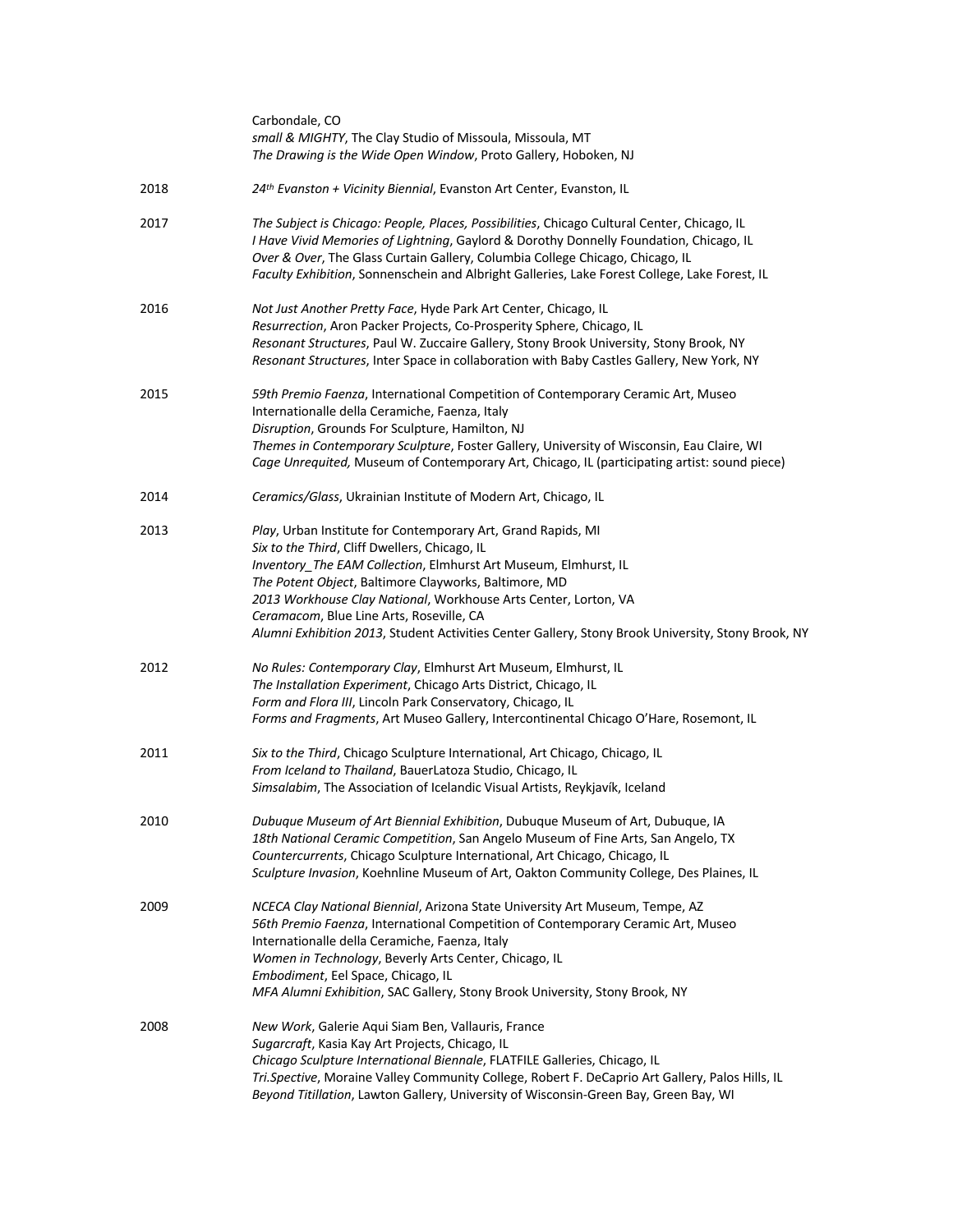Carbondale, CO
*small & MIGHTY*, The Clay Studio of Missoula, Missoula, MT
*The Drawing is the Wide Open Window*, Proto Gallery, Hoboken, NJ

2018 *24th Evanston + Vicinity Biennial*, Evanston Art Center, Evanston, IL

2017 *The Subject is Chicago: People, Places, Possibilities*, Chicago Cultural Center, Chicago, IL
*I Have Vivid Memories of Lightning*, Gaylord & Dorothy Donnelly Foundation, Chicago, IL
*Over & Over*, The Glass Curtain Gallery, Columbia College Chicago, Chicago, IL
*Faculty Exhibition*, Sonnenschein and Albright Galleries, Lake Forest College, Lake Forest, IL

2016 *Not Just Another Pretty Face*, Hyde Park Art Center, Chicago, IL
*Resurrection*, Aron Packer Projects, Co-Prosperity Sphere, Chicago, IL
*Resonant Structures*, Paul W. Zuccaire Gallery, Stony Brook University, Stony Brook, NY
*Resonant Structures*, Inter Space in collaboration with Baby Castles Gallery, New York, NY

2015 *59th Premio Faenza*, International Competition of Contemporary Ceramic Art, Museo Internationalle della Ceramiche, Faenza, Italy
*Disruption*, Grounds For Sculpture, Hamilton, NJ
*Themes in Contemporary Sculpture*, Foster Gallery, University of Wisconsin, Eau Claire, WI
*Cage Unrequited,* Museum of Contemporary Art, Chicago, IL (participating artist: sound piece)

2014 *Ceramics/Glass*, Ukrainian Institute of Modern Art, Chicago, IL

2013 *Play*, Urban Institute for Contemporary Art, Grand Rapids, MI
*Six to the Third*, Cliff Dwellers, Chicago, IL
*Inventory_The EAM Collection*, Elmhurst Art Museum, Elmhurst, IL
*The Potent Object*, Baltimore Clayworks, Baltimore, MD
*2013 Workhouse Clay National*, Workhouse Arts Center, Lorton, VA
*Ceramacom*, Blue Line Arts, Roseville, CA
*Alumni Exhibition 2013*, Student Activities Center Gallery, Stony Brook University, Stony Brook, NY

2012 *No Rules: Contemporary Clay*, Elmhurst Art Museum, Elmhurst, IL
*The Installation Experiment*, Chicago Arts District, Chicago, IL
*Form and Flora III*, Lincoln Park Conservatory, Chicago, IL
*Forms and Fragments*, Art Museo Gallery, Intercontinental Chicago O'Hare, Rosemont, IL

2011 *Six to the Third*, Chicago Sculpture International, Art Chicago, Chicago, IL
*From Iceland to Thailand*, BauerLatoza Studio, Chicago, IL
*Simsalabim*, The Association of Icelandic Visual Artists, Reykjavík, Iceland

2010 *Dubuque Museum of Art Biennial Exhibition*, Dubuque Museum of Art, Dubuque, IA
*18th National Ceramic Competition*, San Angelo Museum of Fine Arts, San Angelo, TX
*Countercurrents*, Chicago Sculpture International, Art Chicago, Chicago, IL
*Sculpture Invasion*, Koehnline Museum of Art, Oakton Community College, Des Plaines, IL

2009 *NCECA Clay National Biennial*, Arizona State University Art Museum, Tempe, AZ
*56th Premio Faenza*, International Competition of Contemporary Ceramic Art, Museo Internationalle della Ceramiche, Faenza, Italy
*Women in Technology*, Beverly Arts Center, Chicago, IL
*Embodiment*, Eel Space, Chicago, IL
*MFA Alumni Exhibition*, SAC Gallery, Stony Brook University, Stony Brook, NY

2008 *New Work*, Galerie Aqui Siam Ben, Vallauris, France
*Sugarcraft*, Kasia Kay Art Projects, Chicago, IL
*Chicago Sculpture International Biennale*, FLATFILE Galleries, Chicago, IL
*Tri.Spective*, Moraine Valley Community College, Robert F. DeCaprio Art Gallery, Palos Hills, IL
*Beyond Titillation*, Lawton Gallery, University of Wisconsin-Green Bay, Green Bay, WI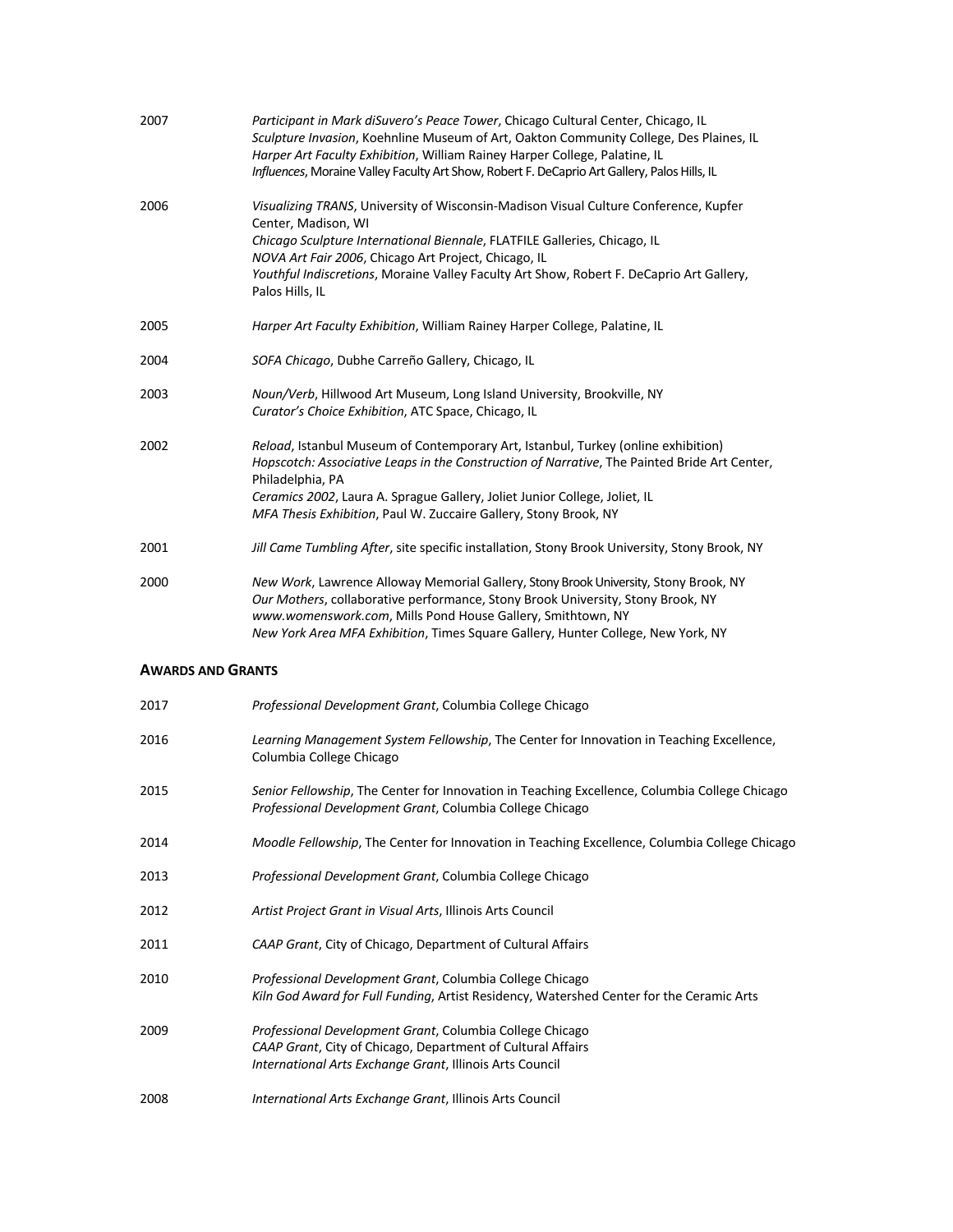2007 *Participant in Mark diSuvero's Peace Tower*, Chicago Cultural Center, Chicago, IL
*Sculpture Invasion*, Koehnline Museum of Art, Oakton Community College, Des Plaines, IL
*Harper Art Faculty Exhibition*, William Rainey Harper College, Palatine, IL
*Influences*, Moraine Valley Faculty Art Show, Robert F. DeCaprio Art Gallery, Palos Hills, IL

2006 *Visualizing TRANS*, University of Wisconsin-Madison Visual Culture Conference, Kupfer Center, Madison, WI
*Chicago Sculpture International Biennale*, FLATFILE Galleries, Chicago, IL
*NOVA Art Fair 2006*, Chicago Art Project, Chicago, IL
*Youthful Indiscretions*, Moraine Valley Faculty Art Show, Robert F. DeCaprio Art Gallery, Palos Hills, IL

2005 *Harper Art Faculty Exhibition*, William Rainey Harper College, Palatine, IL

2004 *SOFA Chicago*, Dubhe Carreño Gallery, Chicago, IL

2003 *Noun/Verb*, Hillwood Art Museum, Long Island University, Brookville, NY
*Curator's Choice Exhibition*, ATC Space, Chicago, IL

2002 *Reload*, Istanbul Museum of Contemporary Art, Istanbul, Turkey (online exhibition)
*Hopscotch: Associative Leaps in the Construction of Narrative*, The Painted Bride Art Center, Philadelphia, PA
*Ceramics 2002*, Laura A. Sprague Gallery, Joliet Junior College, Joliet, IL
*MFA Thesis Exhibition*, Paul W. Zuccaire Gallery, Stony Brook, NY

2001 *Jill Came Tumbling After*, site specific installation, Stony Brook University, Stony Brook, NY

2000 *New Work*, Lawrence Alloway Memorial Gallery, Stony Brook University, Stony Brook, NY
*Our Mothers*, collaborative performance, Stony Brook University, Stony Brook, NY
*www.womenswork.com*, Mills Pond House Gallery, Smithtown, NY
*New York Area MFA Exhibition*, Times Square Gallery, Hunter College, New York, NY

## Awards and Grants

2017 *Professional Development Grant*, Columbia College Chicago

2016 *Learning Management System Fellowship*, The Center for Innovation in Teaching Excellence, Columbia College Chicago

2015 *Senior Fellowship*, The Center for Innovation in Teaching Excellence, Columbia College Chicago
*Professional Development Grant*, Columbia College Chicago

2014 *Moodle Fellowship*, The Center for Innovation in Teaching Excellence, Columbia College Chicago

2013 *Professional Development Grant*, Columbia College Chicago

2012 *Artist Project Grant in Visual Arts*, Illinois Arts Council

2011 *CAAP Grant*, City of Chicago, Department of Cultural Affairs

2010 *Professional Development Grant*, Columbia College Chicago
*Kiln God Award for Full Funding*, Artist Residency, Watershed Center for the Ceramic Arts

2009 *Professional Development Grant*, Columbia College Chicago
*CAAP Grant*, City of Chicago, Department of Cultural Affairs
*International Arts Exchange Grant*, Illinois Arts Council

2008 *International Arts Exchange Grant*, Illinois Arts Council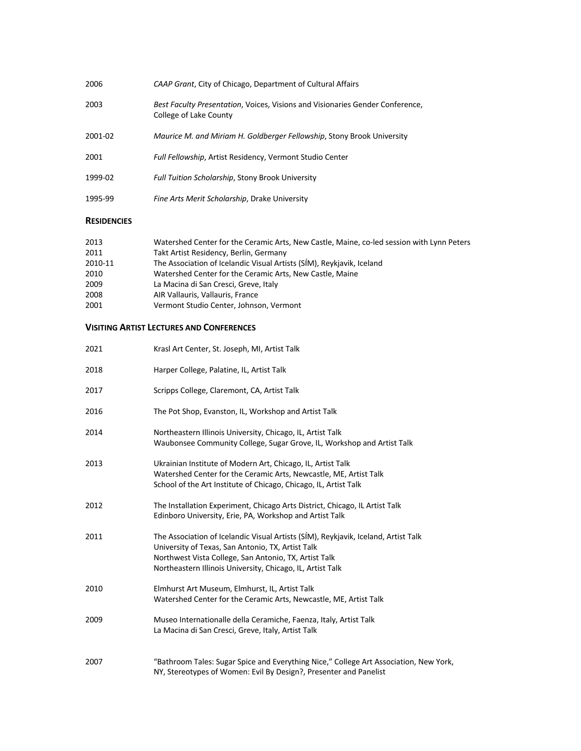2006 *CAAP Grant*, City of Chicago, Department of Cultural Affairs

2003 *Best Faculty Presentation*, Voices, Visions and Visionaries Gender Conference, College of Lake County

2001-02 *Maurice M. and Miriam H. Goldberger Fellowship*, Stony Brook University

2001 *Full Fellowship*, Artist Residency, Vermont Studio Center

1999-02 *Full Tuition Scholarship*, Stony Brook University

1995-99 *Fine Arts Merit Scholarship*, Drake University

## RESIDENCIES

2013 Watershed Center for the Ceramic Arts, New Castle, Maine, co-led session with Lynn Peters
2011 Takt Artist Residency, Berlin, Germany
2010-11 The Association of Icelandic Visual Artists (SÍM), Reykjavik, Iceland
2010 Watershed Center for the Ceramic Arts, New Castle, Maine
2009 La Macina di San Cresci, Greve, Italy
2008 AIR Vallauris, Vallauris, France
2001 Vermont Studio Center, Johnson, Vermont

## VISITING ARTIST LECTURES AND CONFERENCES

2021 Krasl Art Center, St. Joseph, MI, Artist Talk

2018 Harper College, Palatine, IL, Artist Talk

2017 Scripps College, Claremont, CA, Artist Talk

2016 The Pot Shop, Evanston, IL, Workshop and Artist Talk

2014 Northeastern Illinois University, Chicago, IL, Artist Talk
Waubonsee Community College, Sugar Grove, IL, Workshop and Artist Talk

2013 Ukrainian Institute of Modern Art, Chicago, IL, Artist Talk
Watershed Center for the Ceramic Arts, Newcastle, ME, Artist Talk
School of the Art Institute of Chicago, Chicago, IL, Artist Talk

2012 The Installation Experiment, Chicago Arts District, Chicago, IL Artist Talk
Edinboro University, Erie, PA, Workshop and Artist Talk

2011 The Association of Icelandic Visual Artists (SÍM), Reykjavik, Iceland, Artist Talk
University of Texas, San Antonio, TX, Artist Talk
Northwest Vista College, San Antonio, TX, Artist Talk
Northeastern Illinois University, Chicago, IL, Artist Talk

2010 Elmhurst Art Museum, Elmhurst, IL, Artist Talk
Watershed Center for the Ceramic Arts, Newcastle, ME, Artist Talk

2009 Museo Internationalle della Ceramiche, Faenza, Italy, Artist Talk
La Macina di San Cresci, Greve, Italy, Artist Talk

2007 "Bathroom Tales: Sugar Spice and Everything Nice," College Art Association, New York, NY, Stereotypes of Women: Evil By Design?, Presenter and Panelist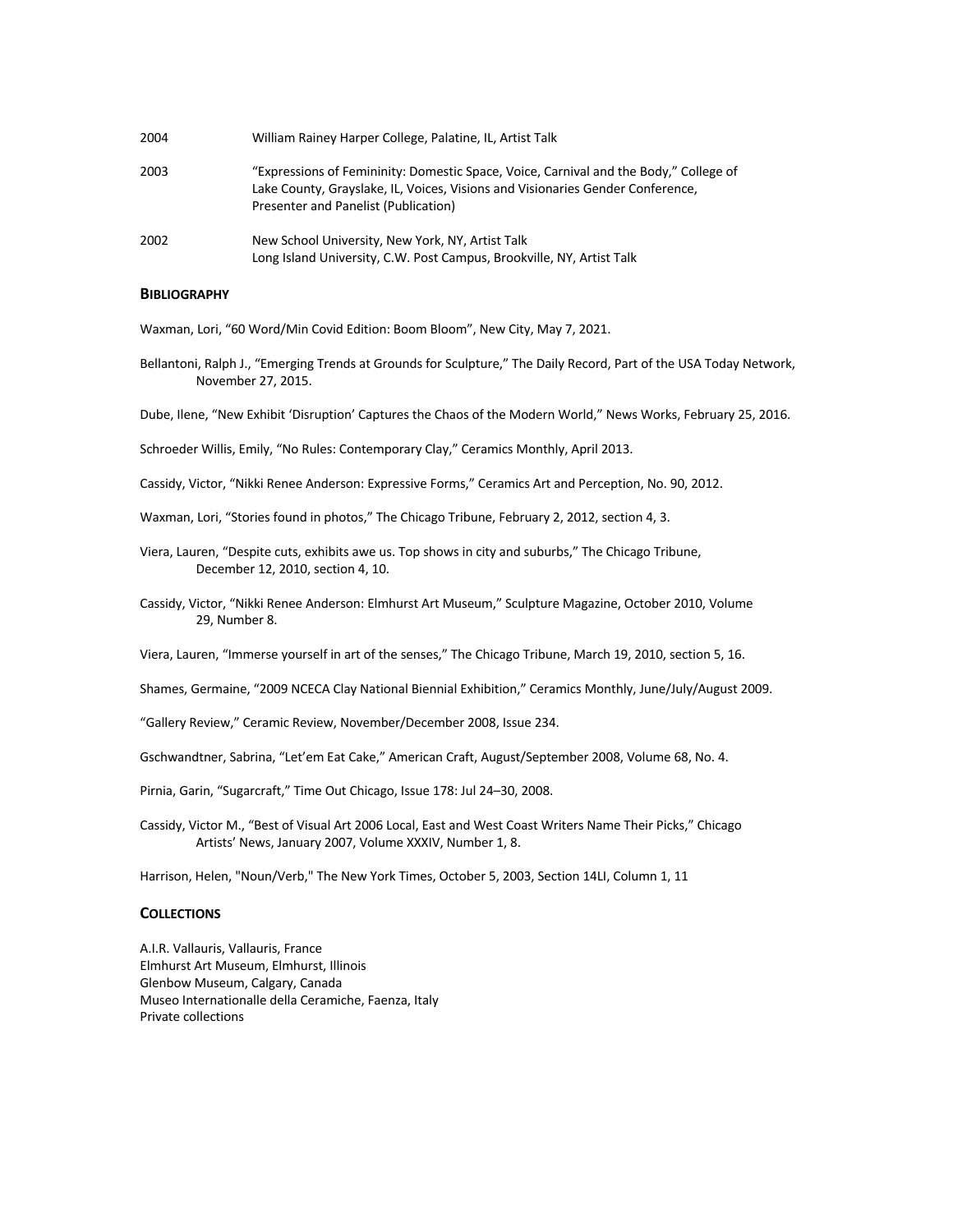2004 William Rainey Harper College, Palatine, IL, Artist Talk

2003 "Expressions of Femininity: Domestic Space, Voice, Carnival and the Body," College of Lake County, Grayslake, IL, Voices, Visions and Visionaries Gender Conference, Presenter and Panelist (Publication)

2002 New School University, New York, NY, Artist Talk
Long Island University, C.W. Post Campus, Brookville, NY, Artist Talk

## Bibliography

Waxman, Lori, "60 Word/Min Covid Edition: Boom Bloom", New City, May 7, 2021.

Bellantoni, Ralph J., "Emerging Trends at Grounds for Sculpture," The Daily Record, Part of the USA Today Network, November 27, 2015.

Dube, Ilene, "New Exhibit 'Disruption' Captures the Chaos of the Modern World," News Works, February 25, 2016.

Schroeder Willis, Emily, "No Rules: Contemporary Clay," Ceramics Monthly, April 2013.

Cassidy, Victor, "Nikki Renee Anderson: Expressive Forms," Ceramics Art and Perception, No. 90, 2012.

Waxman, Lori, "Stories found in photos," The Chicago Tribune, February 2, 2012, section 4, 3.

Viera, Lauren, "Despite cuts, exhibits awe us. Top shows in city and suburbs," The Chicago Tribune, December 12, 2010, section 4, 10.

Cassidy, Victor, "Nikki Renee Anderson: Elmhurst Art Museum," Sculpture Magazine, October 2010, Volume 29, Number 8.

Viera, Lauren, "Immerse yourself in art of the senses," The Chicago Tribune, March 19, 2010, section 5, 16.

Shames, Germaine, "2009 NCECA Clay National Biennial Exhibition," Ceramics Monthly, June/July/August 2009.

"Gallery Review," Ceramic Review, November/December 2008, Issue 234.

Gschwandtner, Sabrina, "Let'em Eat Cake," American Craft, August/September 2008, Volume 68, No. 4.

Pirnia, Garin, "Sugarcraft," Time Out Chicago, Issue 178: Jul 24–30, 2008.

Cassidy, Victor M., "Best of Visual Art 2006 Local, East and West Coast Writers Name Their Picks," Chicago Artists' News, January 2007, Volume XXXIV, Number 1, 8.

Harrison, Helen, "Noun/Verb," The New York Times, October 5, 2003, Section 14LI, Column 1, 11

## Collections

A.I.R. Vallauris, Vallauris, France
Elmhurst Art Museum, Elmhurst, Illinois
Glenbow Museum, Calgary, Canada
Museo Internationalle della Ceramiche, Faenza, Italy
Private collections